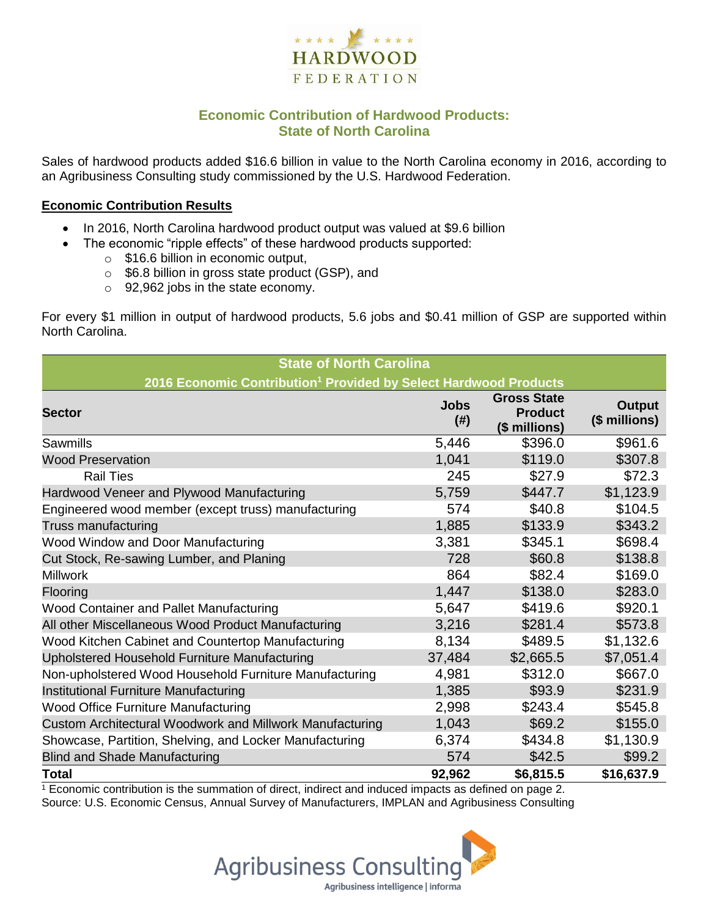# Economic Contribution of Hardwood Products: State of North Carolina

Sales of hardwood products added $16.6 billion in value to the North Carolina economy in 2016, according to an Agribusiness Consulting study commissioned by the U.S. Hardwood Federation.

## Economic Contribution Results

- In 2016, North Carolina hardwood product output was valued at $9.6 billion
- The economic "ripple effects" of these hardwood products supported:
  - $16.6 billion in economic output,
  - $6.8 billion in gross state product (GSP), and
  - 92,962 jobs in the state economy.

For every $1 million in output of hardwood products, 5.6 jobs and $0.41 million of GSP are supported within North Carolina.

| State of North Carolina<br>2016 Economic Contribution[1] Provided by Select Hardwood Products | | | |
|---|---|---|---|
| **Sector** | **Jobs (#)** | **Gross State Product ($ millions)** | **Output ($ millions)** |
| Sawmills | 5,446 | $396.0 | $961.6 |
| Wood Preservation | 1,041 | $119.0 | $307.8 |
| Rail Ties | 245 | $27.9 | $72.3 |
| Hardwood Veneer and Plywood Manufacturing | 5,759 | $447.7 | $1,123.9 |
| Engineered wood member (except truss) manufacturing | 574 | $40.8 | $104.5 |
| Truss manufacturing | 1,885 | $133.9 | $343.2 |
| Wood Window and Door Manufacturing | 3,381 | $345.1 | $698.4 |
| Cut Stock, Re-sawing Lumber, and Planing | 728 | $60.8 | $138.8 |
| Millwork | 864 | $82.4 | $169.0 |
| Flooring | 1,447 | $138.0 | $283.0 |
| Wood Container and Pallet Manufacturing | 5,647 | $419.6 | $920.1 |
| All other Miscellaneous Wood Product Manufacturing | 3,216 | $281.4 | $573.8 |
| Wood Kitchen Cabinet and Countertop Manufacturing | 8,134 | $489.5 | $1,132.6 |
| Upholstered Household Furniture Manufacturing | 37,484 | $2,665.5 | $7,051.4 |
| Non-upholstered Wood Household Furniture Manufacturing | 4,981 | $312.0 | $667.0 |
| Institutional Furniture Manufacturing | 1,385 | $93.9 | $231.9 |
| Wood Office Furniture Manufacturing | 2,998 | $243.4 | $545.8 |
| Custom Architectural Woodwork and Millwork Manufacturing | 1,043 | $69.2 | $155.0 |
| Showcase, Partition, Shelving, and Locker Manufacturing | 6,374 | $434.8 | $1,130.9 |
| Blind and Shade Manufacturing | 574 | $42.5 | $99.2 |
| **Total** | **92,962** | **$6,815.5** | **$16,637.9** |

[1] Economic contribution is the summation of direct, indirect and induced impacts as defined on page 2.
Source: U.S. Economic Census, Annual Survey of Manufacturers, IMPLAN and Agribusiness Consulting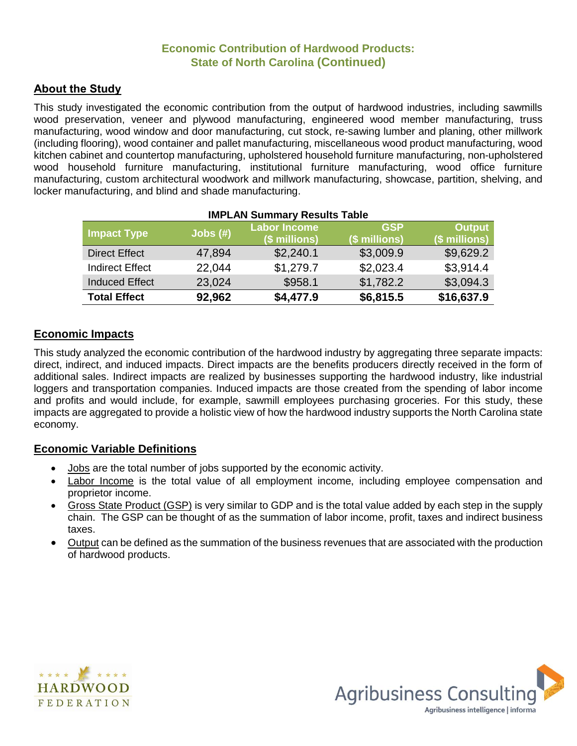# Economic Contribution of Hardwood Products: State of North Carolina (Continued)

## About the Study

This study investigated the economic contribution from the output of hardwood industries, including sawmills wood preservation, veneer and plywood manufacturing, engineered wood member manufacturing, truss manufacturing, wood window and door manufacturing, cut stock, re-sawing lumber and planing, other millwork (including flooring), wood container and pallet manufacturing, miscellaneous wood product manufacturing, wood kitchen cabinet and countertop manufacturing, upholstered household furniture manufacturing, non-upholstered wood household furniture manufacturing, institutional furniture manufacturing, wood office furniture manufacturing, custom architectural woodwork and millwork manufacturing, showcase, partition, shelving, and locker manufacturing, and blind and shade manufacturing.

**IMPLAN Summary Results Table**

| Impact Type | Jobs (#) | Labor Income ($ millions) | GSP ($ millions) | Output ($ millions) |
|---|---|---|---|---|
| Direct Effect | 47,894 | $2,240.1 | $3,009.9 | $9,629.2 |
| Indirect Effect | 22,044 | $1,279.7 | $2,023.4 | $3,914.4 |
| Induced Effect | 23,024 | $958.1 | $1,782.2 | $3,094.3 |
| **Total Effect** | **92,962** | **$4,477.9** | **$6,815.5** | **$16,637.9** |

## Economic Impacts

This study analyzed the economic contribution of the hardwood industry by aggregating three separate impacts: direct, indirect, and induced impacts. Direct impacts are the benefits producers directly received in the form of additional sales. Indirect impacts are realized by businesses supporting the hardwood industry, like industrial loggers and transportation companies. Induced impacts are those created from the spending of labor income and profits and would include, for example, sawmill employees purchasing groceries. For this study, these impacts are aggregated to provide a holistic view of how the hardwood industry supports the North Carolina state economy.

## Economic Variable Definitions

- Jobs are the total number of jobs supported by the economic activity.
- Labor Income is the total value of all employment income, including employee compensation and proprietor income.
- Gross State Product (GSP) is very similar to GDP and is the total value added by each step in the supply chain. The GSP can be thought of as the summation of labor income, profit, taxes and indirect business taxes.
- Output can be defined as the summation of the business revenues that are associated with the production of hardwood products.

HARDWOOD FEDERATION

Agribusiness Consulting
Agribusiness intelligence | informa